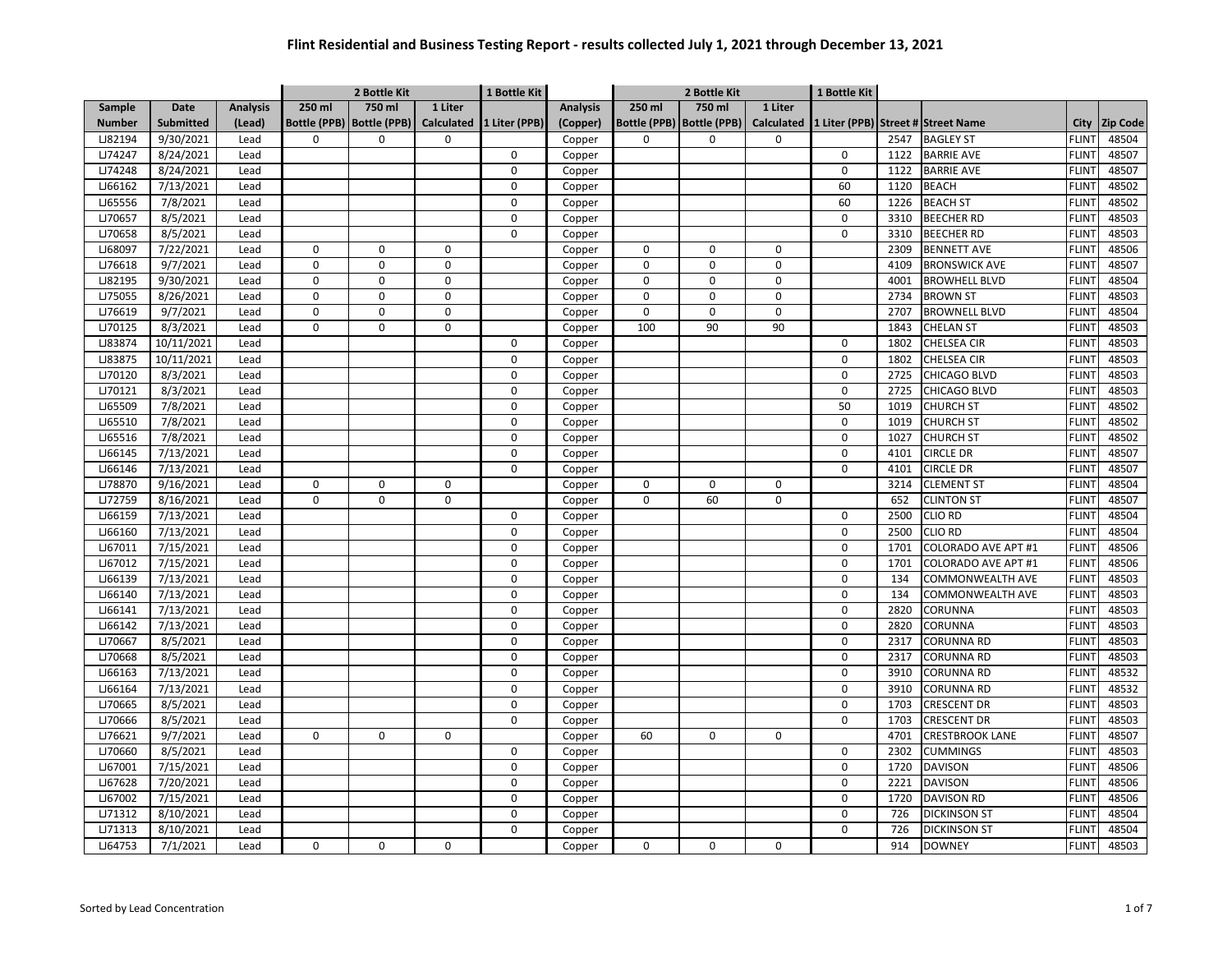# Flint Residential and Business Testing Report - results collected July 1, 2021 through December 13, 2021

| | | | 2 Bottle Kit | | | 1 Bottle Kit | | 2 Bottle Kit | | | 1 Bottle Kit | | | | |
|---|---|---|---|---|---|---|---|---|---|---|---|---|---|---|---|
| Sample Number | Date Submitted | Analysis (Lead) | 250 ml Bottle (PPB) | 750 ml Bottle (PPB) | 1 Liter Calculated | 1 Liter (PPB) | Analysis (Copper) | 250 ml Bottle (PPB) | 750 ml Bottle (PPB) | 1 Liter Calculated | 1 Liter (PPB) | Street # | Street Name | City | Zip Code |
| LJ82194 | 9/30/2021 | Lead | 0 | 0 | 0 | | Copper | 0 | 0 | 0 | | 2547 | BAGLEY ST | FLINT | 48504 |
| LJ74247 | 8/24/2021 | Lead | | | | 0 | Copper | | | | 0 | 1122 | BARRIE AVE | FLINT | 48507 |
| LJ74248 | 8/24/2021 | Lead | | | | 0 | Copper | | | | 0 | 1122 | BARRIE AVE | FLINT | 48507 |
| LJ66162 | 7/13/2021 | Lead | | | | 0 | Copper | | | | 60 | 1120 | BEACH | FLINT | 48502 |
| LJ65556 | 7/8/2021 | Lead | | | | 0 | Copper | | | | 60 | 1226 | BEACH ST | FLINT | 48502 |
| LJ70657 | 8/5/2021 | Lead | | | | 0 | Copper | | | | 0 | 3310 | BEECHER RD | FLINT | 48503 |
| LJ70658 | 8/5/2021 | Lead | | | | 0 | Copper | | | | 0 | 3310 | BEECHER RD | FLINT | 48503 |
| LJ68097 | 7/22/2021 | Lead | 0 | 0 | 0 | | Copper | 0 | 0 | 0 | | 2309 | BENNETT AVE | FLINT | 48506 |
| LJ76618 | 9/7/2021 | Lead | 0 | 0 | 0 | | Copper | 0 | 0 | 0 | | 4109 | BRONSWICK AVE | FLINT | 48507 |
| LJ82195 | 9/30/2021 | Lead | 0 | 0 | 0 | | Copper | 0 | 0 | 0 | | 4001 | BROWHELL BLVD | FLINT | 48504 |
| LJ75055 | 8/26/2021 | Lead | 0 | 0 | 0 | | Copper | 0 | 0 | 0 | | 2734 | BROWN ST | FLINT | 48503 |
| LJ76619 | 9/7/2021 | Lead | 0 | 0 | 0 | | Copper | 0 | 0 | 0 | | 2707 | BROWNELL BLVD | FLINT | 48504 |
| LJ70125 | 8/3/2021 | Lead | 0 | 0 | 0 | | Copper | 100 | 90 | 90 | | 1843 | CHELAN ST | FLINT | 48503 |
| LJ83874 | 10/11/2021 | Lead | | | | 0 | Copper | | | | 0 | 1802 | CHELSEA CIR | FLINT | 48503 |
| LJ83875 | 10/11/2021 | Lead | | | | 0 | Copper | | | | 0 | 1802 | CHELSEA CIR | FLINT | 48503 |
| LJ70120 | 8/3/2021 | Lead | | | | 0 | Copper | | | | 0 | 2725 | CHICAGO BLVD | FLINT | 48503 |
| LJ70121 | 8/3/2021 | Lead | | | | 0 | Copper | | | | 0 | 2725 | CHICAGO BLVD | FLINT | 48503 |
| LJ65509 | 7/8/2021 | Lead | | | | 0 | Copper | | | | 50 | 1019 | CHURCH ST | FLINT | 48502 |
| LJ65510 | 7/8/2021 | Lead | | | | 0 | Copper | | | | 0 | 1019 | CHURCH ST | FLINT | 48502 |
| LJ65516 | 7/8/2021 | Lead | | | | 0 | Copper | | | | 0 | 1027 | CHURCH ST | FLINT | 48502 |
| LJ66145 | 7/13/2021 | Lead | | | | 0 | Copper | | | | 0 | 4101 | CIRCLE DR | FLINT | 48507 |
| LJ66146 | 7/13/2021 | Lead | | | | 0 | Copper | | | | 0 | 4101 | CIRCLE DR | FLINT | 48507 |
| LJ78870 | 9/16/2021 | Lead | 0 | 0 | 0 | | Copper | 0 | 0 | 0 | | 3214 | CLEMENT ST | FLINT | 48504 |
| LJ72759 | 8/16/2021 | Lead | 0 | 0 | 0 | | Copper | 0 | 60 | 0 | | 652 | CLINTON ST | FLINT | 48507 |
| LJ66159 | 7/13/2021 | Lead | | | | 0 | Copper | | | | 0 | 2500 | CLIO RD | FLINT | 48504 |
| LJ66160 | 7/13/2021 | Lead | | | | 0 | Copper | | | | 0 | 2500 | CLIO RD | FLINT | 48504 |
| LJ67011 | 7/15/2021 | Lead | | | | 0 | Copper | | | | 0 | 1701 | COLORADO AVE APT #1 | FLINT | 48506 |
| LJ67012 | 7/15/2021 | Lead | | | | 0 | Copper | | | | 0 | 1701 | COLORADO AVE APT #1 | FLINT | 48506 |
| LJ66139 | 7/13/2021 | Lead | | | | 0 | Copper | | | | 0 | 134 | COMMONWEALTH AVE | FLINT | 48503 |
| LJ66140 | 7/13/2021 | Lead | | | | 0 | Copper | | | | 0 | 134 | COMMONWEALTH AVE | FLINT | 48503 |
| LJ66141 | 7/13/2021 | Lead | | | | 0 | Copper | | | | 0 | 2820 | CORUNNA | FLINT | 48503 |
| LJ66142 | 7/13/2021 | Lead | | | | 0 | Copper | | | | 0 | 2820 | CORUNNA | FLINT | 48503 |
| LJ70667 | 8/5/2021 | Lead | | | | 0 | Copper | | | | 0 | 2317 | CORUNNA RD | FLINT | 48503 |
| LJ70668 | 8/5/2021 | Lead | | | | 0 | Copper | | | | 0 | 2317 | CORUNNA RD | FLINT | 48503 |
| LJ66163 | 7/13/2021 | Lead | | | | 0 | Copper | | | | 0 | 3910 | CORUNNA RD | FLINT | 48532 |
| LJ66164 | 7/13/2021 | Lead | | | | 0 | Copper | | | | 0 | 3910 | CORUNNA RD | FLINT | 48532 |
| LJ70665 | 8/5/2021 | Lead | | | | 0 | Copper | | | | 0 | 1703 | CRESCENT DR | FLINT | 48503 |
| LJ70666 | 8/5/2021 | Lead | | | | 0 | Copper | | | | 0 | 1703 | CRESCENT DR | FLINT | 48503 |
| LJ76621 | 9/7/2021 | Lead | 0 | 0 | 0 | | Copper | 60 | 0 | 0 | | 4701 | CRESTBROOK LANE | FLINT | 48507 |
| LJ70660 | 8/5/2021 | Lead | | | | 0 | Copper | | | | 0 | 2302 | CUMMINGS | FLINT | 48503 |
| LJ67001 | 7/15/2021 | Lead | | | | 0 | Copper | | | | 0 | 1720 | DAVISON | FLINT | 48506 |
| LJ67628 | 7/20/2021 | Lead | | | | 0 | Copper | | | | 0 | 2221 | DAVISON | FLINT | 48506 |
| LJ67002 | 7/15/2021 | Lead | | | | 0 | Copper | | | | 0 | 1720 | DAVISON RD | FLINT | 48506 |
| LJ71312 | 8/10/2021 | Lead | | | | 0 | Copper | | | | 0 | 726 | DICKINSON ST | FLINT | 48504 |
| LJ71313 | 8/10/2021 | Lead | | | | 0 | Copper | | | | 0 | 726 | DICKINSON ST | FLINT | 48504 |
| LJ64753 | 7/1/2021 | Lead | 0 | 0 | 0 | | Copper | 0 | 0 | 0 | | 914 | DOWNEY | FLINT | 48503 |

Sorted by Lead Concentration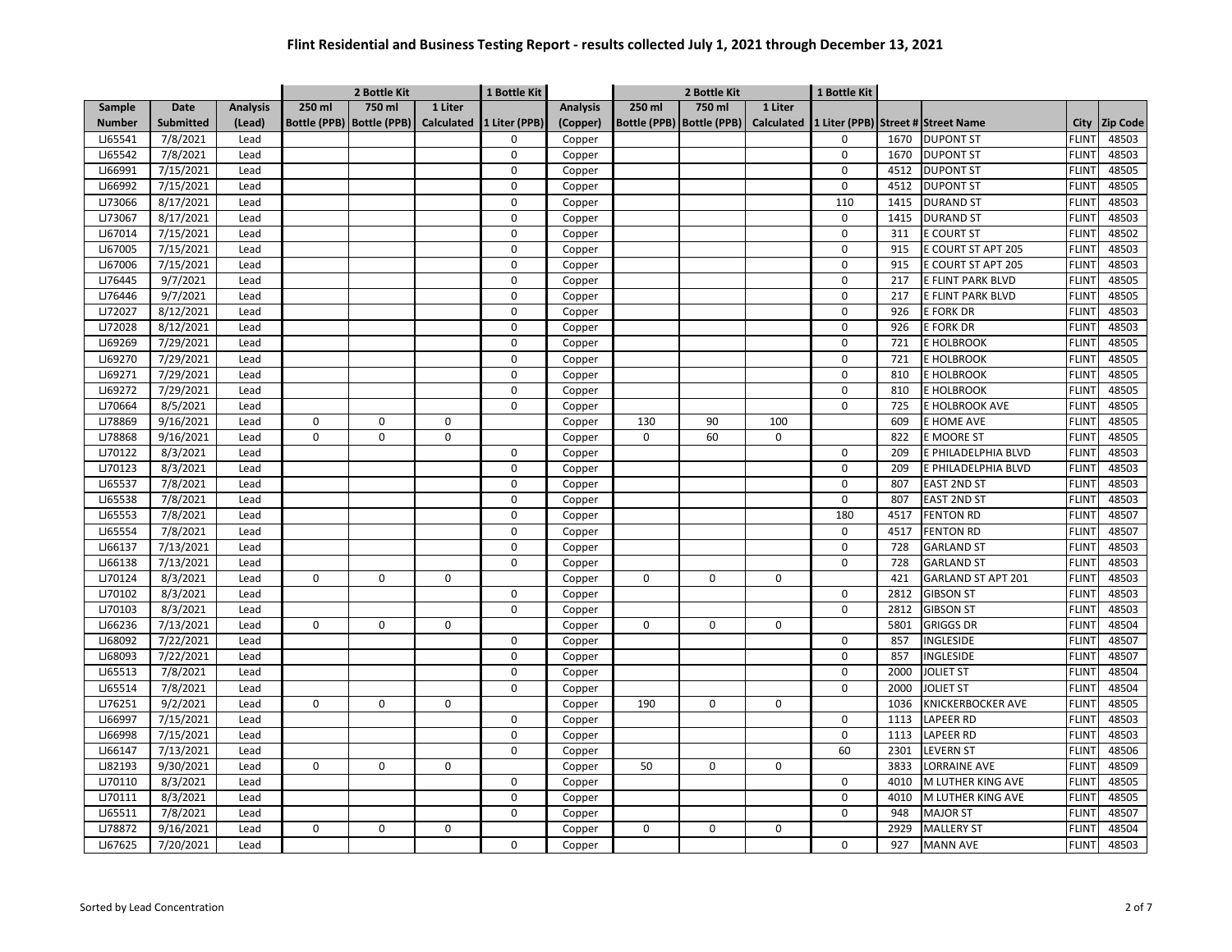# Flint Residential and Business Testing Report - results collected July 1, 2021 through December 13, 2021

| | | | 2 Bottle Kit | | | 1 Bottle Kit | | 2 Bottle Kit | | | 1 Bottle Kit | | | | |
|---|---|---|---|---|---|---|---|---|---|---|---|---|---|---|---|
| Sample Number | Date Submitted | Analysis (Lead) | 250 ml Bottle (PPB) | 750 ml Bottle (PPB) | 1 Liter Calculated | 1 Liter (PPB) | Analysis (Copper) | 250 ml Bottle (PPB) | 750 ml Bottle (PPB) | 1 Liter Calculated | 1 Liter (PPB) | Street # | Street Name | City | Zip Code |
| LJ65541 | 7/8/2021 | Lead | | | | 0 | Copper | | | | 0 | 1670 | DUPONT ST | FLINT | 48503 |
| LJ65542 | 7/8/2021 | Lead | | | | 0 | Copper | | | | 0 | 1670 | DUPONT ST | FLINT | 48503 |
| LJ66991 | 7/15/2021 | Lead | | | | 0 | Copper | | | | 0 | 4512 | DUPONT ST | FLINT | 48505 |
| LJ66992 | 7/15/2021 | Lead | | | | 0 | Copper | | | | 0 | 4512 | DUPONT ST | FLINT | 48505 |
| LJ73066 | 8/17/2021 | Lead | | | | 0 | Copper | | | | 110 | 1415 | DURAND ST | FLINT | 48503 |
| LJ73067 | 8/17/2021 | Lead | | | | 0 | Copper | | | | 0 | 1415 | DURAND ST | FLINT | 48503 |
| LJ67014 | 7/15/2021 | Lead | | | | 0 | Copper | | | | 0 | 311 | E COURT ST | FLINT | 48502 |
| LJ67005 | 7/15/2021 | Lead | | | | 0 | Copper | | | | 0 | 915 | E COURT ST APT 205 | FLINT | 48503 |
| LJ67006 | 7/15/2021 | Lead | | | | 0 | Copper | | | | 0 | 915 | E COURT ST APT 205 | FLINT | 48503 |
| LJ76445 | 9/7/2021 | Lead | | | | 0 | Copper | | | | 0 | 217 | E FLINT PARK BLVD | FLINT | 48505 |
| LJ76446 | 9/7/2021 | Lead | | | | 0 | Copper | | | | 0 | 217 | E FLINT PARK BLVD | FLINT | 48505 |
| LJ72027 | 8/12/2021 | Lead | | | | 0 | Copper | | | | 0 | 926 | E FORK DR | FLINT | 48503 |
| LJ72028 | 8/12/2021 | Lead | | | | 0 | Copper | | | | 0 | 926 | E FORK DR | FLINT | 48503 |
| LJ69269 | 7/29/2021 | Lead | | | | 0 | Copper | | | | 0 | 721 | E HOLBROOK | FLINT | 48505 |
| LJ69270 | 7/29/2021 | Lead | | | | 0 | Copper | | | | 0 | 721 | E HOLBROOK | FLINT | 48505 |
| LJ69271 | 7/29/2021 | Lead | | | | 0 | Copper | | | | 0 | 810 | E HOLBROOK | FLINT | 48505 |
| LJ69272 | 7/29/2021 | Lead | | | | 0 | Copper | | | | 0 | 810 | E HOLBROOK | FLINT | 48505 |
| LJ70664 | 8/5/2021 | Lead | | | | 0 | Copper | | | | 0 | 725 | E HOLBROOK AVE | FLINT | 48505 |
| LJ78869 | 9/16/2021 | Lead | 0 | 0 | 0 | | Copper | 130 | 90 | 100 | | 609 | E HOME AVE | FLINT | 48505 |
| LJ78868 | 9/16/2021 | Lead | 0 | 0 | 0 | | Copper | 0 | 60 | 0 | | 822 | E MOORE ST | FLINT | 48505 |
| LJ70122 | 8/3/2021 | Lead | | | | 0 | Copper | | | | 0 | 209 | E PHILADELPHIA BLVD | FLINT | 48503 |
| LJ70123 | 8/3/2021 | Lead | | | | 0 | Copper | | | | 0 | 209 | E PHILADELPHIA BLVD | FLINT | 48503 |
| LJ65537 | 7/8/2021 | Lead | | | | 0 | Copper | | | | 0 | 807 | EAST 2ND ST | FLINT | 48503 |
| LJ65538 | 7/8/2021 | Lead | | | | 0 | Copper | | | | 0 | 807 | EAST 2ND ST | FLINT | 48503 |
| LJ65553 | 7/8/2021 | Lead | | | | 0 | Copper | | | | 180 | 4517 | FENTON RD | FLINT | 48507 |
| LJ65554 | 7/8/2021 | Lead | | | | 0 | Copper | | | | 0 | 4517 | FENTON RD | FLINT | 48507 |
| LJ66137 | 7/13/2021 | Lead | | | | 0 | Copper | | | | 0 | 728 | GARLAND ST | FLINT | 48503 |
| LJ66138 | 7/13/2021 | Lead | | | | 0 | Copper | | | | 0 | 728 | GARLAND ST | FLINT | 48503 |
| LJ70124 | 8/3/2021 | Lead | 0 | 0 | 0 | | Copper | 0 | 0 | 0 | | 421 | GARLAND ST APT 201 | FLINT | 48503 |
| LJ70102 | 8/3/2021 | Lead | | | | 0 | Copper | | | | 0 | 2812 | GIBSON ST | FLINT | 48503 |
| LJ70103 | 8/3/2021 | Lead | | | | 0 | Copper | | | | 0 | 2812 | GIBSON ST | FLINT | 48503 |
| LJ66236 | 7/13/2021 | Lead | 0 | 0 | 0 | | Copper | 0 | 0 | 0 | | 5801 | GRIGGS DR | FLINT | 48504 |
| LJ68092 | 7/22/2021 | Lead | | | | 0 | Copper | | | | 0 | 857 | INGLESIDE | FLINT | 48507 |
| LJ68093 | 7/22/2021 | Lead | | | | 0 | Copper | | | | 0 | 857 | INGLESIDE | FLINT | 48507 |
| LJ65513 | 7/8/2021 | Lead | | | | 0 | Copper | | | | 0 | 2000 | JOLIET ST | FLINT | 48504 |
| LJ65514 | 7/8/2021 | Lead | | | | 0 | Copper | | | | 0 | 2000 | JOLIET ST | FLINT | 48504 |
| LJ76251 | 9/2/2021 | Lead | 0 | 0 | 0 | | Copper | 190 | 0 | 0 | | 1036 | KNICKERBOCKER AVE | FLINT | 48505 |
| LJ66997 | 7/15/2021 | Lead | | | | 0 | Copper | | | | 0 | 1113 | LAPEER RD | FLINT | 48503 |
| LJ66998 | 7/15/2021 | Lead | | | | 0 | Copper | | | | 0 | 1113 | LAPEER RD | FLINT | 48503 |
| LJ66147 | 7/13/2021 | Lead | | | | 0 | Copper | | | | 60 | 2301 | LEVERN ST | FLINT | 48506 |
| LJ82193 | 9/30/2021 | Lead | 0 | 0 | 0 | | Copper | 50 | 0 | 0 | | 3833 | LORRAINE AVE | FLINT | 48509 |
| LJ70110 | 8/3/2021 | Lead | | | | 0 | Copper | | | | 0 | 4010 | M LUTHER KING AVE | FLINT | 48505 |
| LJ70111 | 8/3/2021 | Lead | | | | 0 | Copper | | | | 0 | 4010 | M LUTHER KING AVE | FLINT | 48505 |
| LJ65511 | 7/8/2021 | Lead | | | | 0 | Copper | | | | 0 | 948 | MAJOR ST | FLINT | 48507 |
| LJ78872 | 9/16/2021 | Lead | 0 | 0 | 0 | | Copper | 0 | 0 | 0 | | 2929 | MALLERY ST | FLINT | 48504 |
| LJ67625 | 7/20/2021 | Lead | | | | 0 | Copper | | | | 0 | 927 | MANN AVE | FLINT | 48503 |

Sorted by Lead Concentration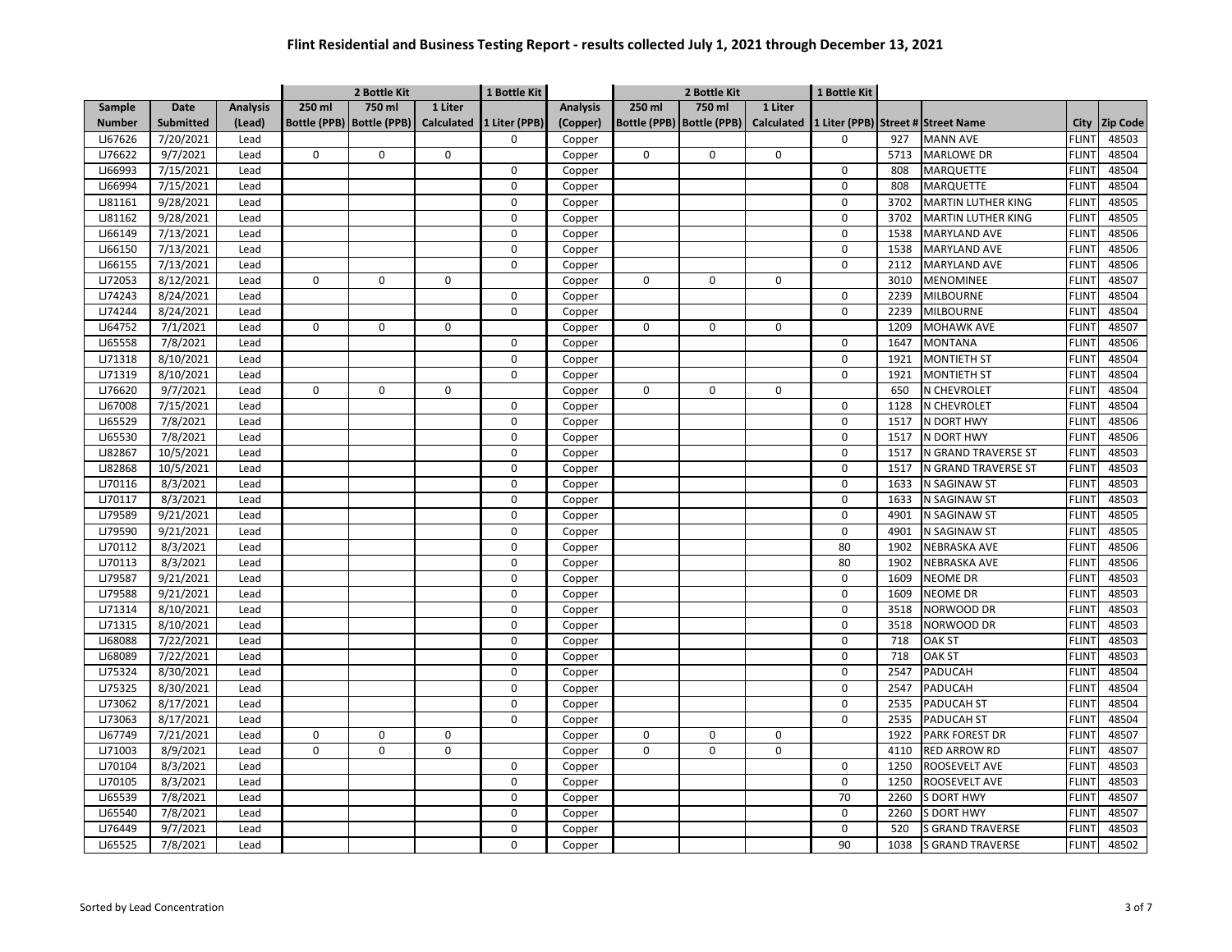# Flint Residential and Business Testing Report - results collected July 1, 2021 through December 13, 2021

| | | | 2 Bottle Kit | | | 1 Bottle Kit | | 2 Bottle Kit | | | 1 Bottle Kit | | | | |
|---|---|---|---|---|---|---|---|---|---|---|---|---|---|---|---|
| Sample Number | Date Submitted | Analysis (Lead) | 250 ml Bottle (PPB) | 750 ml Bottle (PPB) | 1 Liter Calculated | 1 Liter (PPB) | Analysis (Copper) | 250 ml Bottle (PPB) | 750 ml Bottle (PPB) | 1 Liter Calculated | 1 Liter (PPB) | Street # | Street Name | City | Zip Code |
| LJ67626 | 7/20/2021 | Lead | | | | 0 | Copper | | | | 0 | 927 | MANN AVE | FLINT | 48503 |
| LJ76622 | 9/7/2021 | Lead | 0 | 0 | 0 | | Copper | 0 | 0 | 0 | | 5713 | MARLOWE DR | FLINT | 48504 |
| LJ66993 | 7/15/2021 | Lead | | | | 0 | Copper | | | | 0 | 808 | MARQUETTE | FLINT | 48504 |
| LJ66994 | 7/15/2021 | Lead | | | | 0 | Copper | | | | 0 | 808 | MARQUETTE | FLINT | 48504 |
| LJ81161 | 9/28/2021 | Lead | | | | 0 | Copper | | | | 0 | 3702 | MARTIN LUTHER KING | FLINT | 48505 |
| LJ81162 | 9/28/2021 | Lead | | | | 0 | Copper | | | | 0 | 3702 | MARTIN LUTHER KING | FLINT | 48505 |
| LJ66149 | 7/13/2021 | Lead | | | | 0 | Copper | | | | 0 | 1538 | MARYLAND AVE | FLINT | 48506 |
| LJ66150 | 7/13/2021 | Lead | | | | 0 | Copper | | | | 0 | 1538 | MARYLAND AVE | FLINT | 48506 |
| LJ66155 | 7/13/2021 | Lead | | | | 0 | Copper | | | | 0 | 2112 | MARYLAND AVE | FLINT | 48506 |
| LJ72053 | 8/12/2021 | Lead | 0 | 0 | 0 | | Copper | 0 | 0 | 0 | | 3010 | MENOMINEE | FLINT | 48507 |
| LJ74243 | 8/24/2021 | Lead | | | | 0 | Copper | | | | 0 | 2239 | MILBOURNE | FLINT | 48504 |
| LJ74244 | 8/24/2021 | Lead | | | | 0 | Copper | | | | 0 | 2239 | MILBOURNE | FLINT | 48504 |
| LJ64752 | 7/1/2021 | Lead | 0 | 0 | 0 | | Copper | 0 | 0 | 0 | | 1209 | MOHAWK AVE | FLINT | 48507 |
| LJ65558 | 7/8/2021 | Lead | | | | 0 | Copper | | | | 0 | 1647 | MONTANA | FLINT | 48506 |
| LJ71318 | 8/10/2021 | Lead | | | | 0 | Copper | | | | 0 | 1921 | MONTIETH ST | FLINT | 48504 |
| LJ71319 | 8/10/2021 | Lead | | | | 0 | Copper | | | | 0 | 1921 | MONTIETH ST | FLINT | 48504 |
| LJ76620 | 9/7/2021 | Lead | 0 | 0 | 0 | | Copper | 0 | 0 | 0 | | 650 | N CHEVROLET | FLINT | 48504 |
| LJ67008 | 7/15/2021 | Lead | | | | 0 | Copper | | | | 0 | 1128 | N CHEVROLET | FLINT | 48504 |
| LJ65529 | 7/8/2021 | Lead | | | | 0 | Copper | | | | 0 | 1517 | N DORT HWY | FLINT | 48506 |
| LJ65530 | 7/8/2021 | Lead | | | | 0 | Copper | | | | 0 | 1517 | N DORT HWY | FLINT | 48506 |
| LJ82867 | 10/5/2021 | Lead | | | | 0 | Copper | | | | 0 | 1517 | N GRAND TRAVERSE ST | FLINT | 48503 |
| LJ82868 | 10/5/2021 | Lead | | | | 0 | Copper | | | | 0 | 1517 | N GRAND TRAVERSE ST | FLINT | 48503 |
| LJ70116 | 8/3/2021 | Lead | | | | 0 | Copper | | | | 0 | 1633 | N SAGINAW ST | FLINT | 48503 |
| LJ70117 | 8/3/2021 | Lead | | | | 0 | Copper | | | | 0 | 1633 | N SAGINAW ST | FLINT | 48503 |
| LJ79589 | 9/21/2021 | Lead | | | | 0 | Copper | | | | 0 | 4901 | N SAGINAW ST | FLINT | 48505 |
| LJ79590 | 9/21/2021 | Lead | | | | 0 | Copper | | | | 0 | 4901 | N SAGINAW ST | FLINT | 48505 |
| LJ70112 | 8/3/2021 | Lead | | | | 0 | Copper | | | | 80 | 1902 | NEBRASKA AVE | FLINT | 48506 |
| LJ70113 | 8/3/2021 | Lead | | | | 0 | Copper | | | | 80 | 1902 | NEBRASKA AVE | FLINT | 48506 |
| LJ79587 | 9/21/2021 | Lead | | | | 0 | Copper | | | | 0 | 1609 | NEOME DR | FLINT | 48503 |
| LJ79588 | 9/21/2021 | Lead | | | | 0 | Copper | | | | 0 | 1609 | NEOME DR | FLINT | 48503 |
| LJ71314 | 8/10/2021 | Lead | | | | 0 | Copper | | | | 0 | 3518 | NORWOOD DR | FLINT | 48503 |
| LJ71315 | 8/10/2021 | Lead | | | | 0 | Copper | | | | 0 | 3518 | NORWOOD DR | FLINT | 48503 |
| LJ68088 | 7/22/2021 | Lead | | | | 0 | Copper | | | | 0 | 718 | OAK ST | FLINT | 48503 |
| LJ68089 | 7/22/2021 | Lead | | | | 0 | Copper | | | | 0 | 718 | OAK ST | FLINT | 48503 |
| LJ75324 | 8/30/2021 | Lead | | | | 0 | Copper | | | | 0 | 2547 | PADUCAH | FLINT | 48504 |
| LJ75325 | 8/30/2021 | Lead | | | | 0 | Copper | | | | 0 | 2547 | PADUCAH | FLINT | 48504 |
| LJ73062 | 8/17/2021 | Lead | | | | 0 | Copper | | | | 0 | 2535 | PADUCAH ST | FLINT | 48504 |
| LJ73063 | 8/17/2021 | Lead | | | | 0 | Copper | | | | 0 | 2535 | PADUCAH ST | FLINT | 48504 |
| LJ67749 | 7/21/2021 | Lead | 0 | 0 | 0 | | Copper | 0 | 0 | 0 | | 1922 | PARK FOREST DR | FLINT | 48507 |
| LJ71003 | 8/9/2021 | Lead | 0 | 0 | 0 | | Copper | 0 | 0 | 0 | | 4110 | RED ARROW RD | FLINT | 48507 |
| LJ70104 | 8/3/2021 | Lead | | | | 0 | Copper | | | | 0 | 1250 | ROOSEVELT AVE | FLINT | 48503 |
| LJ70105 | 8/3/2021 | Lead | | | | 0 | Copper | | | | 0 | 1250 | ROOSEVELT AVE | FLINT | 48503 |
| LJ65539 | 7/8/2021 | Lead | | | | 0 | Copper | | | | 70 | 2260 | S DORT HWY | FLINT | 48507 |
| LJ65540 | 7/8/2021 | Lead | | | | 0 | Copper | | | | 0 | 2260 | S DORT HWY | FLINT | 48507 |
| LJ76449 | 9/7/2021 | Lead | | | | 0 | Copper | | | | 0 | 520 | S GRAND TRAVERSE | FLINT | 48503 |
| LJ65525 | 7/8/2021 | Lead | | | | 0 | Copper | | | | 90 | 1038 | S GRAND TRAVERSE | FLINT | 48502 |

Sorted by Lead Concentration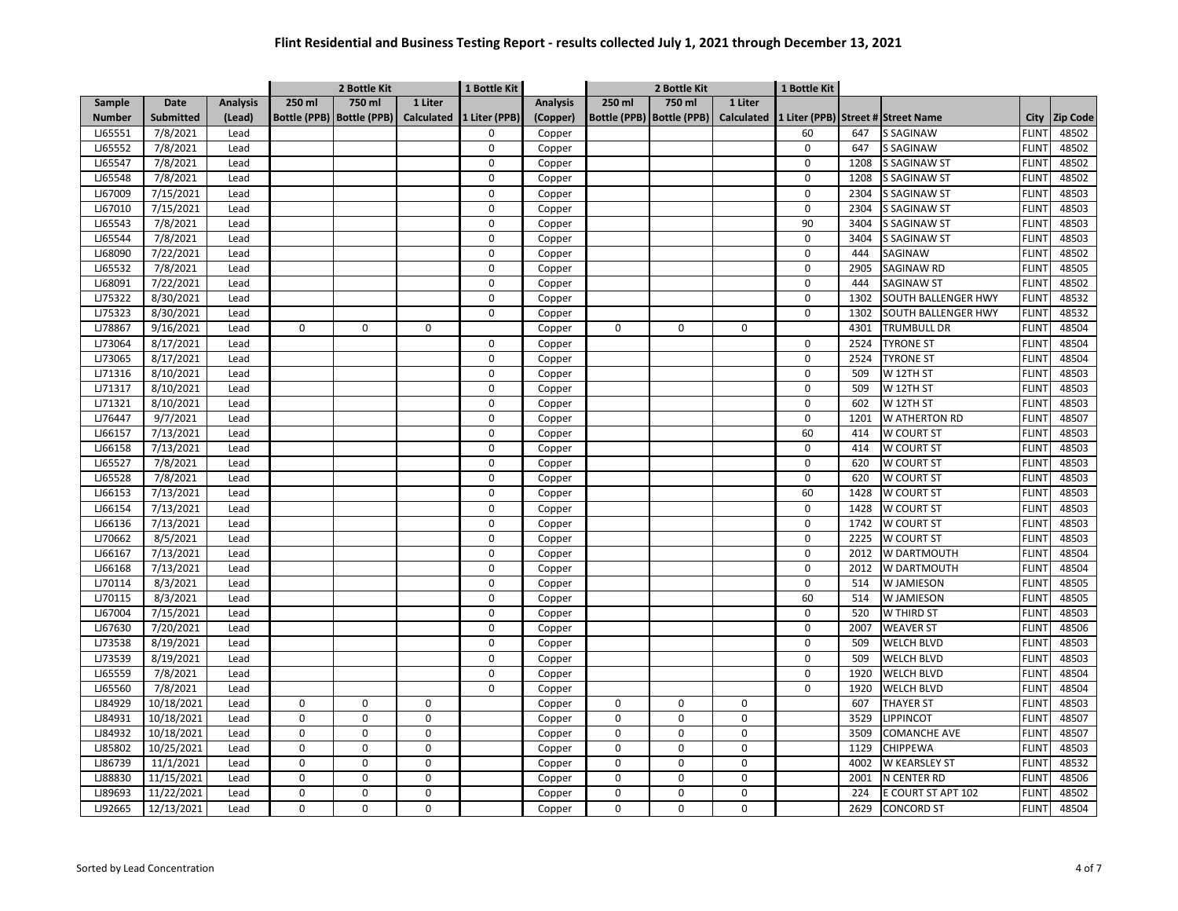# Flint Residential and Business Testing Report - results collected July 1, 2021 through December 13, 2021

| Sample | Date | Analysis | 2 Bottle Kit | | | 1 Bottle Kit | Analysis | 2 Bottle Kit | | | 1 Bottle Kit | | | | |
|---|---|---|---|---|---|---|---|---|---|---|---|---|---|---|---|
| Number | Submitted | (Lead) | 250 ml Bottle (PPB) | 750 ml Bottle (PPB) | 1 Liter Calculated | 1 Liter (PPB) | (Copper) | 250 ml Bottle (PPB) | 750 ml Bottle (PPB) | 1 Liter Calculated | 1 Liter (PPB) | Street # | Street Name | City | Zip Code |
| LJ65551 | 7/8/2021 | Lead | | | | 0 | Copper | | | | 60 | 647 | S SAGINAW | FLINT | 48502 |
| LJ65552 | 7/8/2021 | Lead | | | | 0 | Copper | | | | 0 | 647 | S SAGINAW | FLINT | 48502 |
| LJ65547 | 7/8/2021 | Lead | | | | 0 | Copper | | | | 0 | 1208 | S SAGINAW ST | FLINT | 48502 |
| LJ65548 | 7/8/2021 | Lead | | | | 0 | Copper | | | | 0 | 1208 | S SAGINAW ST | FLINT | 48502 |
| LJ67009 | 7/15/2021 | Lead | | | | 0 | Copper | | | | 0 | 2304 | S SAGINAW ST | FLINT | 48503 |
| LJ67010 | 7/15/2021 | Lead | | | | 0 | Copper | | | | 0 | 2304 | S SAGINAW ST | FLINT | 48503 |
| LJ65543 | 7/8/2021 | Lead | | | | 0 | Copper | | | | 90 | 3404 | S SAGINAW ST | FLINT | 48503 |
| LJ65544 | 7/8/2021 | Lead | | | | 0 | Copper | | | | 0 | 3404 | S SAGINAW ST | FLINT | 48503 |
| LJ68090 | 7/22/2021 | Lead | | | | 0 | Copper | | | | 0 | 444 | SAGINAW | FLINT | 48502 |
| LJ65532 | 7/8/2021 | Lead | | | | 0 | Copper | | | | 0 | 2905 | SAGINAW RD | FLINT | 48505 |
| LJ68091 | 7/22/2021 | Lead | | | | 0 | Copper | | | | 0 | 444 | SAGINAW ST | FLINT | 48502 |
| LJ75322 | 8/30/2021 | Lead | | | | 0 | Copper | | | | 0 | 1302 | SOUTH BALLENGER HWY | FLINT | 48532 |
| LJ75323 | 8/30/2021 | Lead | | | | 0 | Copper | | | | 0 | 1302 | SOUTH BALLENGER HWY | FLINT | 48532 |
| LJ78867 | 9/16/2021 | Lead | 0 | 0 | 0 | | Copper | 0 | 0 | 0 | | 4301 | TRUMBULL DR | FLINT | 48504 |
| LJ73064 | 8/17/2021 | Lead | | | | 0 | Copper | | | | 0 | 2524 | TYRONE ST | FLINT | 48504 |
| LJ73065 | 8/17/2021 | Lead | | | | 0 | Copper | | | | 0 | 2524 | TYRONE ST | FLINT | 48504 |
| LJ71316 | 8/10/2021 | Lead | | | | 0 | Copper | | | | 0 | 509 | W 12TH ST | FLINT | 48503 |
| LJ71317 | 8/10/2021 | Lead | | | | 0 | Copper | | | | 0 | 509 | W 12TH ST | FLINT | 48503 |
| LJ71321 | 8/10/2021 | Lead | | | | 0 | Copper | | | | 0 | 602 | W 12TH ST | FLINT | 48503 |
| LJ76447 | 9/7/2021 | Lead | | | | 0 | Copper | | | | 0 | 1201 | W ATHERTON RD | FLINT | 48507 |
| LJ66157 | 7/13/2021 | Lead | | | | 0 | Copper | | | | 60 | 414 | W COURT ST | FLINT | 48503 |
| LJ66158 | 7/13/2021 | Lead | | | | 0 | Copper | | | | 0 | 414 | W COURT ST | FLINT | 48503 |
| LJ65527 | 7/8/2021 | Lead | | | | 0 | Copper | | | | 0 | 620 | W COURT ST | FLINT | 48503 |
| LJ65528 | 7/8/2021 | Lead | | | | 0 | Copper | | | | 0 | 620 | W COURT ST | FLINT | 48503 |
| LJ66153 | 7/13/2021 | Lead | | | | 0 | Copper | | | | 60 | 1428 | W COURT ST | FLINT | 48503 |
| LJ66154 | 7/13/2021 | Lead | | | | 0 | Copper | | | | 0 | 1428 | W COURT ST | FLINT | 48503 |
| LJ66136 | 7/13/2021 | Lead | | | | 0 | Copper | | | | 0 | 1742 | W COURT ST | FLINT | 48503 |
| LJ70662 | 8/5/2021 | Lead | | | | 0 | Copper | | | | 0 | 2225 | W COURT ST | FLINT | 48503 |
| LJ66167 | 7/13/2021 | Lead | | | | 0 | Copper | | | | 0 | 2012 | W DARTMOUTH | FLINT | 48504 |
| LJ66168 | 7/13/2021 | Lead | | | | 0 | Copper | | | | 0 | 2012 | W DARTMOUTH | FLINT | 48504 |
| LJ70114 | 8/3/2021 | Lead | | | | 0 | Copper | | | | 0 | 514 | W JAMIESON | FLINT | 48505 |
| LJ70115 | 8/3/2021 | Lead | | | | 0 | Copper | | | | 60 | 514 | W JAMIESON | FLINT | 48505 |
| LJ67004 | 7/15/2021 | Lead | | | | 0 | Copper | | | | 0 | 520 | W THIRD ST | FLINT | 48503 |
| LJ67630 | 7/20/2021 | Lead | | | | 0 | Copper | | | | 0 | 2007 | WEAVER ST | FLINT | 48506 |
| LJ73538 | 8/19/2021 | Lead | | | | 0 | Copper | | | | 0 | 509 | WELCH BLVD | FLINT | 48503 |
| LJ73539 | 8/19/2021 | Lead | | | | 0 | Copper | | | | 0 | 509 | WELCH BLVD | FLINT | 48503 |
| LJ65559 | 7/8/2021 | Lead | | | | 0 | Copper | | | | 0 | 1920 | WELCH BLVD | FLINT | 48504 |
| LJ65560 | 7/8/2021 | Lead | | | | 0 | Copper | | | | 0 | 1920 | WELCH BLVD | FLINT | 48504 |
| LJ84929 | 10/18/2021 | Lead | 0 | 0 | 0 | | Copper | 0 | 0 | 0 | | 607 | THAYER ST | FLINT | 48503 |
| LJ84931 | 10/18/2021 | Lead | 0 | 0 | 0 | | Copper | 0 | 0 | 0 | | 3529 | LIPPINCOT | FLINT | 48507 |
| LJ84932 | 10/18/2021 | Lead | 0 | 0 | 0 | | Copper | 0 | 0 | 0 | | 3509 | COMANCHE AVE | FLINT | 48507 |
| LJ85802 | 10/25/2021 | Lead | 0 | 0 | 0 | | Copper | 0 | 0 | 0 | | 1129 | CHIPPEWA | FLINT | 48503 |
| LJ86739 | 11/1/2021 | Lead | 0 | 0 | 0 | | Copper | 0 | 0 | 0 | | 4002 | W KEARSLEY ST | FLINT | 48532 |
| LJ88830 | 11/15/2021 | Lead | 0 | 0 | 0 | | Copper | 0 | 0 | 0 | | 2001 | N CENTER RD | FLINT | 48506 |
| LJ89693 | 11/22/2021 | Lead | 0 | 0 | 0 | | Copper | 0 | 0 | 0 | | 224 | E COURT ST APT 102 | FLINT | 48502 |
| LJ92665 | 12/13/2021 | Lead | 0 | 0 | 0 | | Copper | 0 | 0 | 0 | | 2629 | CONCORD ST | FLINT | 48504 |

Sorted by Lead Concentration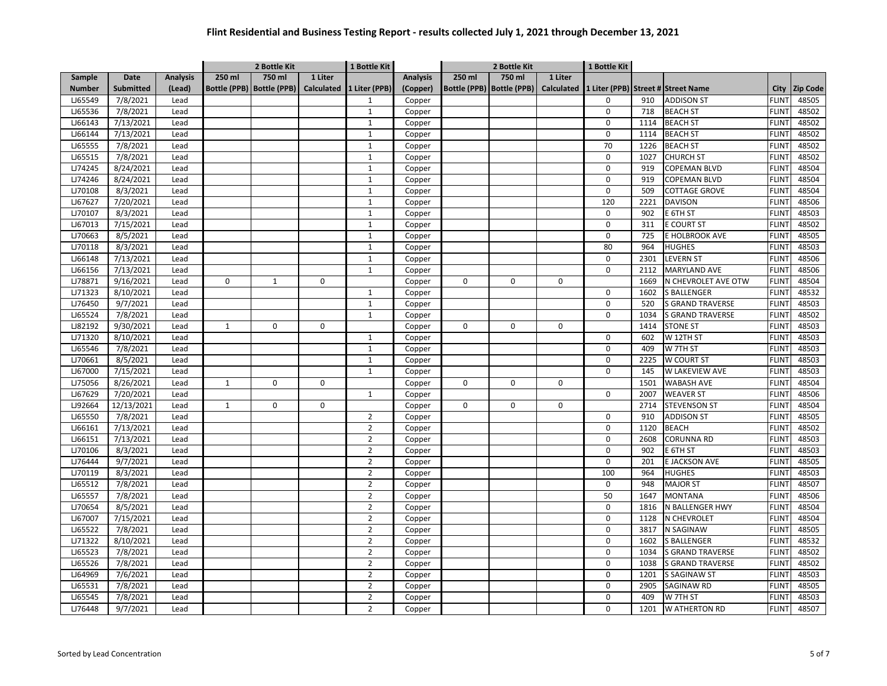# Flint Residential and Business Testing Report - results collected July 1, 2021 through December 13, 2021

| Sample | Date | Analysis | 2 Bottle Kit | | | 1 Bottle Kit | Analysis | 2 Bottle Kit | | | 1 Bottle Kit | | | | |
|---|---|---|---|---|---|---|---|---|---|---|---|---|---|---|---|
| Number | Submitted | (Lead) | 250 ml Bottle (PPB) | 750 ml Bottle (PPB) | 1 Liter Calculated | 1 Liter (PPB) | (Copper) | 250 ml Bottle (PPB) | 750 ml Bottle (PPB) | 1 Liter Calculated | 1 Liter (PPB) | Street # | Street Name | City | Zip Code |
| LJ65549 | 7/8/2021 | Lead | | | | 1 | Copper | | | | 0 | 910 | ADDISON ST | FLINT | 48505 |
| LJ65536 | 7/8/2021 | Lead | | | | 1 | Copper | | | | 0 | 718 | BEACH ST | FLINT | 48502 |
| LJ66143 | 7/13/2021 | Lead | | | | 1 | Copper | | | | 0 | 1114 | BEACH ST | FLINT | 48502 |
| LJ66144 | 7/13/2021 | Lead | | | | 1 | Copper | | | | 0 | 1114 | BEACH ST | FLINT | 48502 |
| LJ65555 | 7/8/2021 | Lead | | | | 1 | Copper | | | | 70 | 1226 | BEACH ST | FLINT | 48502 |
| LJ65515 | 7/8/2021 | Lead | | | | 1 | Copper | | | | 0 | 1027 | CHURCH ST | FLINT | 48502 |
| LJ74245 | 8/24/2021 | Lead | | | | 1 | Copper | | | | 0 | 919 | COPEMAN BLVD | FLINT | 48504 |
| LJ74246 | 8/24/2021 | Lead | | | | 1 | Copper | | | | 0 | 919 | COPEMAN BLVD | FLINT | 48504 |
| LJ70108 | 8/3/2021 | Lead | | | | 1 | Copper | | | | 0 | 509 | COTTAGE GROVE | FLINT | 48504 |
| LJ67627 | 7/20/2021 | Lead | | | | 1 | Copper | | | | 120 | 2221 | DAVISON | FLINT | 48506 |
| LJ70107 | 8/3/2021 | Lead | | | | 1 | Copper | | | | 0 | 902 | E 6TH ST | FLINT | 48503 |
| LJ67013 | 7/15/2021 | Lead | | | | 1 | Copper | | | | 0 | 311 | E COURT ST | FLINT | 48502 |
| LJ70663 | 8/5/2021 | Lead | | | | 1 | Copper | | | | 0 | 725 | E HOLBROOK AVE | FLINT | 48505 |
| LJ70118 | 8/3/2021 | Lead | | | | 1 | Copper | | | | 80 | 964 | HUGHES | FLINT | 48503 |
| LJ66148 | 7/13/2021 | Lead | | | | 1 | Copper | | | | 0 | 2301 | LEVERN ST | FLINT | 48506 |
| LJ66156 | 7/13/2021 | Lead | | | | 1 | Copper | | | | 0 | 2112 | MARYLAND AVE | FLINT | 48506 |
| LJ78871 | 9/16/2021 | Lead | 0 | 1 | 0 | | Copper | 0 | 0 | 0 | | 1669 | N CHEVROLET AVE OTW | FLINT | 48504 |
| LJ71323 | 8/10/2021 | Lead | | | | 1 | Copper | | | | 0 | 1602 | S BALLENGER | FLINT | 48532 |
| LJ76450 | 9/7/2021 | Lead | | | | 1 | Copper | | | | 0 | 520 | S GRAND TRAVERSE | FLINT | 48503 |
| LJ65524 | 7/8/2021 | Lead | | | | 1 | Copper | | | | 0 | 1034 | S GRAND TRAVERSE | FLINT | 48502 |
| LJ82192 | 9/30/2021 | Lead | 1 | 0 | 0 | | Copper | 0 | 0 | 0 | | 1414 | STONE ST | FLINT | 48503 |
| LJ71320 | 8/10/2021 | Lead | | | | 1 | Copper | | | | 0 | 602 | W 12TH ST | FLINT | 48503 |
| LJ65546 | 7/8/2021 | Lead | | | | 1 | Copper | | | | 0 | 409 | W 7TH ST | FLINT | 48503 |
| LJ70661 | 8/5/2021 | Lead | | | | 1 | Copper | | | | 0 | 2225 | W COURT ST | FLINT | 48503 |
| LJ67000 | 7/15/2021 | Lead | | | | 1 | Copper | | | | 0 | 145 | W LAKEVIEW AVE | FLINT | 48503 |
| LJ75056 | 8/26/2021 | Lead | 1 | 0 | 0 | | Copper | 0 | 0 | 0 | | 1501 | WABASH AVE | FLINT | 48504 |
| LJ67629 | 7/20/2021 | Lead | | | | 1 | Copper | | | | 0 | 2007 | WEAVER ST | FLINT | 48506 |
| LJ92664 | 12/13/2021 | Lead | 1 | 0 | 0 | | Copper | 0 | 0 | 0 | | 2714 | STEVENSON ST | FLINT | 48504 |
| LJ65550 | 7/8/2021 | Lead | | | | 2 | Copper | | | | 0 | 910 | ADDISON ST | FLINT | 48505 |
| LJ66161 | 7/13/2021 | Lead | | | | 2 | Copper | | | | 0 | 1120 | BEACH | FLINT | 48502 |
| LJ66151 | 7/13/2021 | Lead | | | | 2 | Copper | | | | 0 | 2608 | CORUNNA RD | FLINT | 48503 |
| LJ70106 | 8/3/2021 | Lead | | | | 2 | Copper | | | | 0 | 902 | E 6TH ST | FLINT | 48503 |
| LJ76444 | 9/7/2021 | Lead | | | | 2 | Copper | | | | 0 | 201 | E JACKSON AVE | FLINT | 48505 |
| LJ70119 | 8/3/2021 | Lead | | | | 2 | Copper | | | | 100 | 964 | HUGHES | FLINT | 48503 |
| LJ65512 | 7/8/2021 | Lead | | | | 2 | Copper | | | | 0 | 948 | MAJOR ST | FLINT | 48507 |
| LJ65557 | 7/8/2021 | Lead | | | | 2 | Copper | | | | 50 | 1647 | MONTANA | FLINT | 48506 |
| LJ70654 | 8/5/2021 | Lead | | | | 2 | Copper | | | | 0 | 1816 | N BALLENGER HWY | FLINT | 48504 |
| LJ67007 | 7/15/2021 | Lead | | | | 2 | Copper | | | | 0 | 1128 | N CHEVROLET | FLINT | 48504 |
| LJ65522 | 7/8/2021 | Lead | | | | 2 | Copper | | | | 0 | 3817 | N SAGINAW | FLINT | 48505 |
| LJ71322 | 8/10/2021 | Lead | | | | 2 | Copper | | | | 0 | 1602 | S BALLENGER | FLINT | 48532 |
| LJ65523 | 7/8/2021 | Lead | | | | 2 | Copper | | | | 0 | 1034 | S GRAND TRAVERSE | FLINT | 48502 |
| LJ65526 | 7/8/2021 | Lead | | | | 2 | Copper | | | | 0 | 1038 | S GRAND TRAVERSE | FLINT | 48502 |
| LJ64969 | 7/6/2021 | Lead | | | | 2 | Copper | | | | 0 | 1201 | S SAGINAW ST | FLINT | 48503 |
| LJ65531 | 7/8/2021 | Lead | | | | 2 | Copper | | | | 0 | 2905 | SAGINAW RD | FLINT | 48505 |
| LJ65545 | 7/8/2021 | Lead | | | | 2 | Copper | | | | 0 | 409 | W 7TH ST | FLINT | 48503 |
| LJ76448 | 9/7/2021 | Lead | | | | 2 | Copper | | | | 0 | 1201 | W ATHERTON RD | FLINT | 48507 |

Sorted by Lead Concentration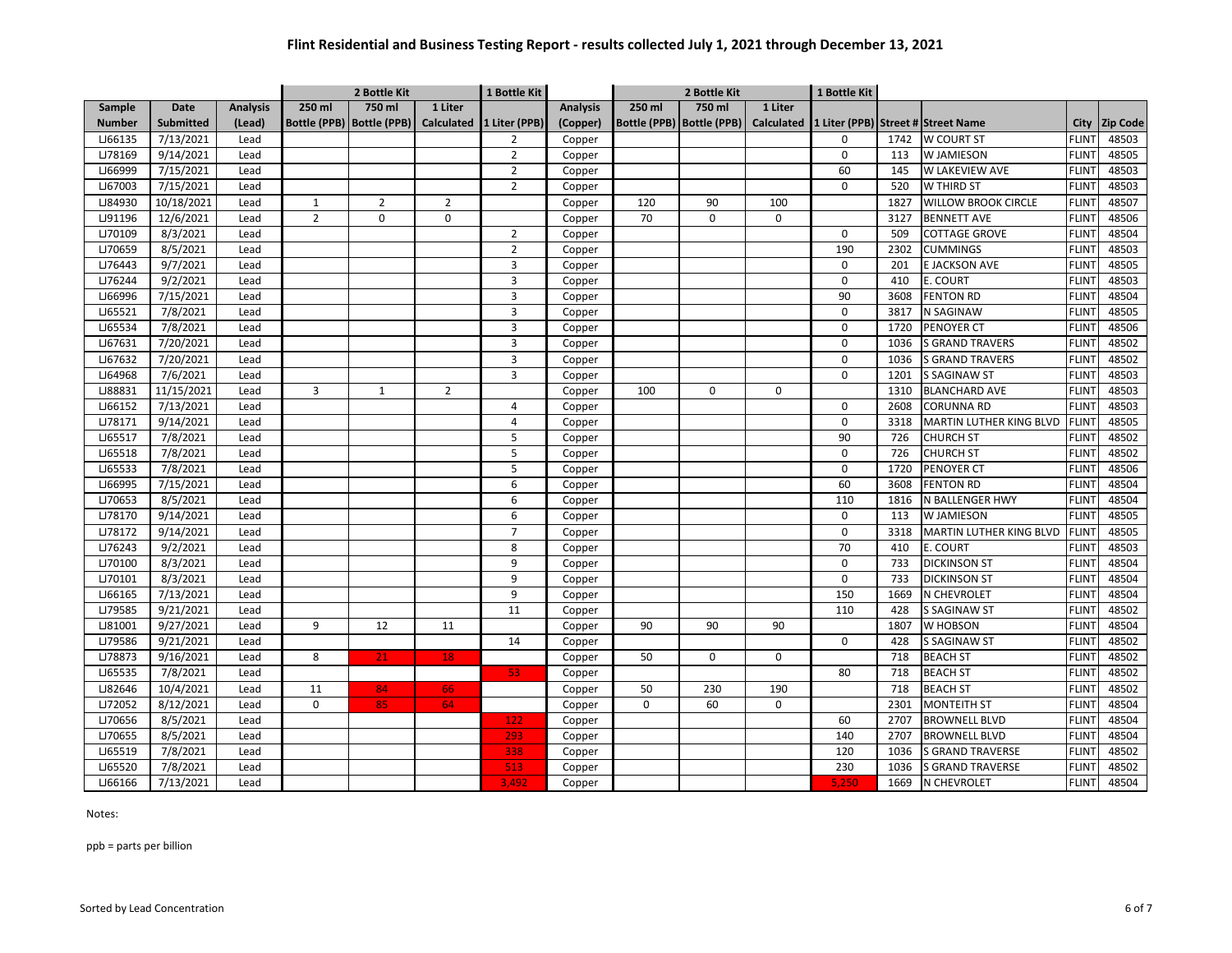# Flint Residential and Business Testing Report - results collected July 1, 2021 through December 13, 2021

| | | | 2 Bottle Kit | | | 1 Bottle Kit | | 2 Bottle Kit | | | 1 Bottle Kit | | | | |
|---|---|---|---|---|---|---|---|---|---|---|---|---|---|---|---|
| Sample Number | Date Submitted | Analysis (Lead) | 250 ml Bottle (PPB) | 750 ml Bottle (PPB) | 1 Liter Calculated | 1 Liter (PPB) | Analysis (Copper) | 250 ml Bottle (PPB) | 750 ml Bottle (PPB) | 1 Liter Calculated | 1 Liter (PPB) | Street # | Street Name | City | Zip Code |
| LJ66135 | 7/13/2021 | Lead | | | | 2 | Copper | | | | 0 | 1742 | W COURT ST | FLINT | 48503 |
| LJ78169 | 9/14/2021 | Lead | | | | 2 | Copper | | | | 0 | 113 | W JAMIESON | FLINT | 48505 |
| LJ66999 | 7/15/2021 | Lead | | | | 2 | Copper | | | | 60 | 145 | W LAKEVIEW AVE | FLINT | 48503 |
| LJ67003 | 7/15/2021 | Lead | | | | 2 | Copper | | | | 0 | 520 | W THIRD ST | FLINT | 48503 |
| LJ84930 | 10/18/2021 | Lead | 1 | 2 | 2 | | Copper | 120 | 90 | 100 | | 1827 | WILLOW BROOK CIRCLE | FLINT | 48507 |
| LJ91196 | 12/6/2021 | Lead | 2 | 0 | 0 | | Copper | 70 | 0 | 0 | | 3127 | BENNETT AVE | FLINT | 48506 |
| LJ70109 | 8/3/2021 | Lead | | | | 2 | Copper | | | | 0 | 509 | COTTAGE GROVE | FLINT | 48504 |
| LJ70659 | 8/5/2021 | Lead | | | | 2 | Copper | | | | 190 | 2302 | CUMMINGS | FLINT | 48503 |
| LJ76443 | 9/7/2021 | Lead | | | | 3 | Copper | | | | 0 | 201 | E JACKSON AVE | FLINT | 48505 |
| LJ76244 | 9/2/2021 | Lead | | | | 3 | Copper | | | | 0 | 410 | E. COURT | FLINT | 48503 |
| LJ66996 | 7/15/2021 | Lead | | | | 3 | Copper | | | | 90 | 3608 | FENTON RD | FLINT | 48504 |
| LJ65521 | 7/8/2021 | Lead | | | | 3 | Copper | | | | 0 | 3817 | N SAGINAW | FLINT | 48505 |
| LJ65534 | 7/8/2021 | Lead | | | | 3 | Copper | | | | 0 | 1720 | PENOYER CT | FLINT | 48506 |
| LJ67631 | 7/20/2021 | Lead | | | | 3 | Copper | | | | 0 | 1036 | S GRAND TRAVERS | FLINT | 48502 |
| LJ67632 | 7/20/2021 | Lead | | | | 3 | Copper | | | | 0 | 1036 | S GRAND TRAVERS | FLINT | 48502 |
| LJ64968 | 7/6/2021 | Lead | | | | 3 | Copper | | | | 0 | 1201 | S SAGINAW ST | FLINT | 48503 |
| LJ88831 | 11/15/2021 | Lead | 3 | 1 | 2 | | Copper | 100 | 0 | 0 | | 1310 | BLANCHARD AVE | FLINT | 48503 |
| LJ66152 | 7/13/2021 | Lead | | | | 4 | Copper | | | | 0 | 2608 | CORUNNA RD | FLINT | 48503 |
| LJ78171 | 9/14/2021 | Lead | | | | 4 | Copper | | | | 0 | 3318 | MARTIN LUTHER KING BLVD | FLINT | 48505 |
| LJ65517 | 7/8/2021 | Lead | | | | 5 | Copper | | | | 90 | 726 | CHURCH ST | FLINT | 48502 |
| LJ65518 | 7/8/2021 | Lead | | | | 5 | Copper | | | | 0 | 726 | CHURCH ST | FLINT | 48502 |
| LJ65533 | 7/8/2021 | Lead | | | | 5 | Copper | | | | 0 | 1720 | PENOYER CT | FLINT | 48506 |
| LJ66995 | 7/15/2021 | Lead | | | | 6 | Copper | | | | 60 | 3608 | FENTON RD | FLINT | 48504 |
| LJ70653 | 8/5/2021 | Lead | | | | 6 | Copper | | | | 110 | 1816 | N BALLENGER HWY | FLINT | 48504 |
| LJ78170 | 9/14/2021 | Lead | | | | 6 | Copper | | | | 0 | 113 | W JAMIESON | FLINT | 48505 |
| LJ78172 | 9/14/2021 | Lead | | | | 7 | Copper | | | | 0 | 3318 | MARTIN LUTHER KING BLVD | FLINT | 48505 |
| LJ76243 | 9/2/2021 | Lead | | | | 8 | Copper | | | | 70 | 410 | E. COURT | FLINT | 48503 |
| LJ70100 | 8/3/2021 | Lead | | | | 9 | Copper | | | | 0 | 733 | DICKINSON ST | FLINT | 48504 |
| LJ70101 | 8/3/2021 | Lead | | | | 9 | Copper | | | | 0 | 733 | DICKINSON ST | FLINT | 48504 |
| LJ66165 | 7/13/2021 | Lead | | | | 9 | Copper | | | | 150 | 1669 | N CHEVROLET | FLINT | 48504 |
| LJ79585 | 9/21/2021 | Lead | | | | 11 | Copper | | | | 110 | 428 | S SAGINAW ST | FLINT | 48502 |
| LJ81001 | 9/27/2021 | Lead | 9 | 12 | 11 | | Copper | 90 | 90 | 90 | | 1807 | W HOBSON | FLINT | 48504 |
| LJ79586 | 9/21/2021 | Lead | | | | 14 | Copper | | | | 0 | 428 | S SAGINAW ST | FLINT | 48502 |
| LJ78873 | 9/16/2021 | Lead | 8 | 21 | 18 | | Copper | 50 | 0 | 0 | | 718 | BEACH ST | FLINT | 48502 |
| LJ65535 | 7/8/2021 | Lead | | | | 53 | Copper | | | | 80 | 718 | BEACH ST | FLINT | 48502 |
| LJ82646 | 10/4/2021 | Lead | 11 | 84 | 66 | | Copper | 50 | 230 | 190 | | 718 | BEACH ST | FLINT | 48502 |
| LJ72052 | 8/12/2021 | Lead | 0 | 85 | 64 | | Copper | 0 | 60 | 0 | | 2301 | MONTEITH ST | FLINT | 48504 |
| LJ70656 | 8/5/2021 | Lead | | | | 122 | Copper | | | | 60 | 2707 | BROWNELL BLVD | FLINT | 48504 |
| LJ70655 | 8/5/2021 | Lead | | | | 293 | Copper | | | | 140 | 2707 | BROWNELL BLVD | FLINT | 48504 |
| LJ65519 | 7/8/2021 | Lead | | | | 338 | Copper | | | | 120 | 1036 | S GRAND TRAVERSE | FLINT | 48502 |
| LJ65520 | 7/8/2021 | Lead | | | | 513 | Copper | | | | 230 | 1036 | S GRAND TRAVERSE | FLINT | 48502 |
| LJ66166 | 7/13/2021 | Lead | | | | 3,492 | Copper | | | | 5,250 | 1669 | N CHEVROLET | FLINT | 48504 |

Notes:

ppb = parts per billion

Sorted by Lead Concentration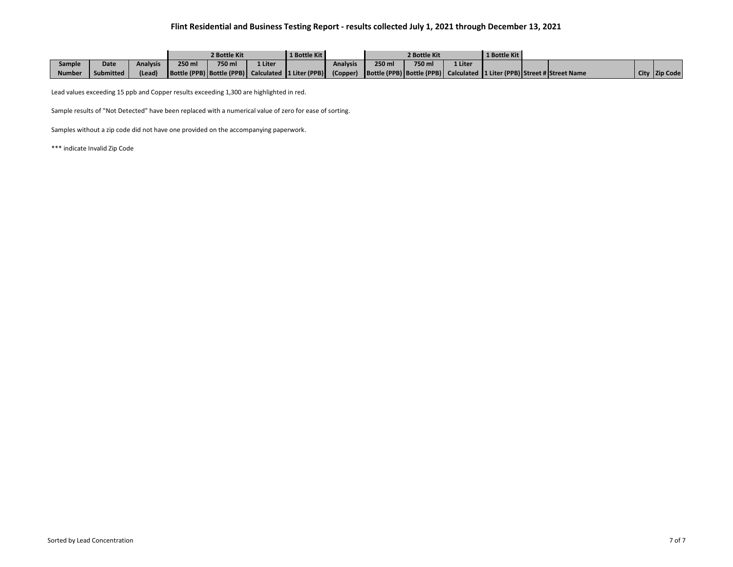# Flint Residential and Business Testing Report - results collected July 1, 2021 through December 13, 2021

| | | | 2 Bottle Kit | | | 1 Bottle Kit | | 2 Bottle Kit | | | 1 Bottle Kit | | | | |
|---|---|---|---|---|---|---|---|---|---|---|---|---|---|---|---|
| Sample Number | Date Submitted | Analysis (Lead) | 250 ml Bottle (PPB) | 750 ml Bottle (PPB) | 1 Liter Calculated | 1 Liter (PPB) | Analysis (Copper) | 250 ml Bottle (PPB) | 750 ml Bottle (PPB) | 1 Liter Calculated | 1 Liter (PPB) | Street # | Street Name | City | Zip Code |

Lead values exceeding 15 ppb and Copper results exceeding 1,300 are highlighted in red.

Sample results of "Not Detected" have been replaced with a numerical value of zero for ease of sorting.

Samples without a zip code did not have one provided on the accompanying paperwork.

*** indicate Invalid Zip Code

Sorted by Lead Concentration